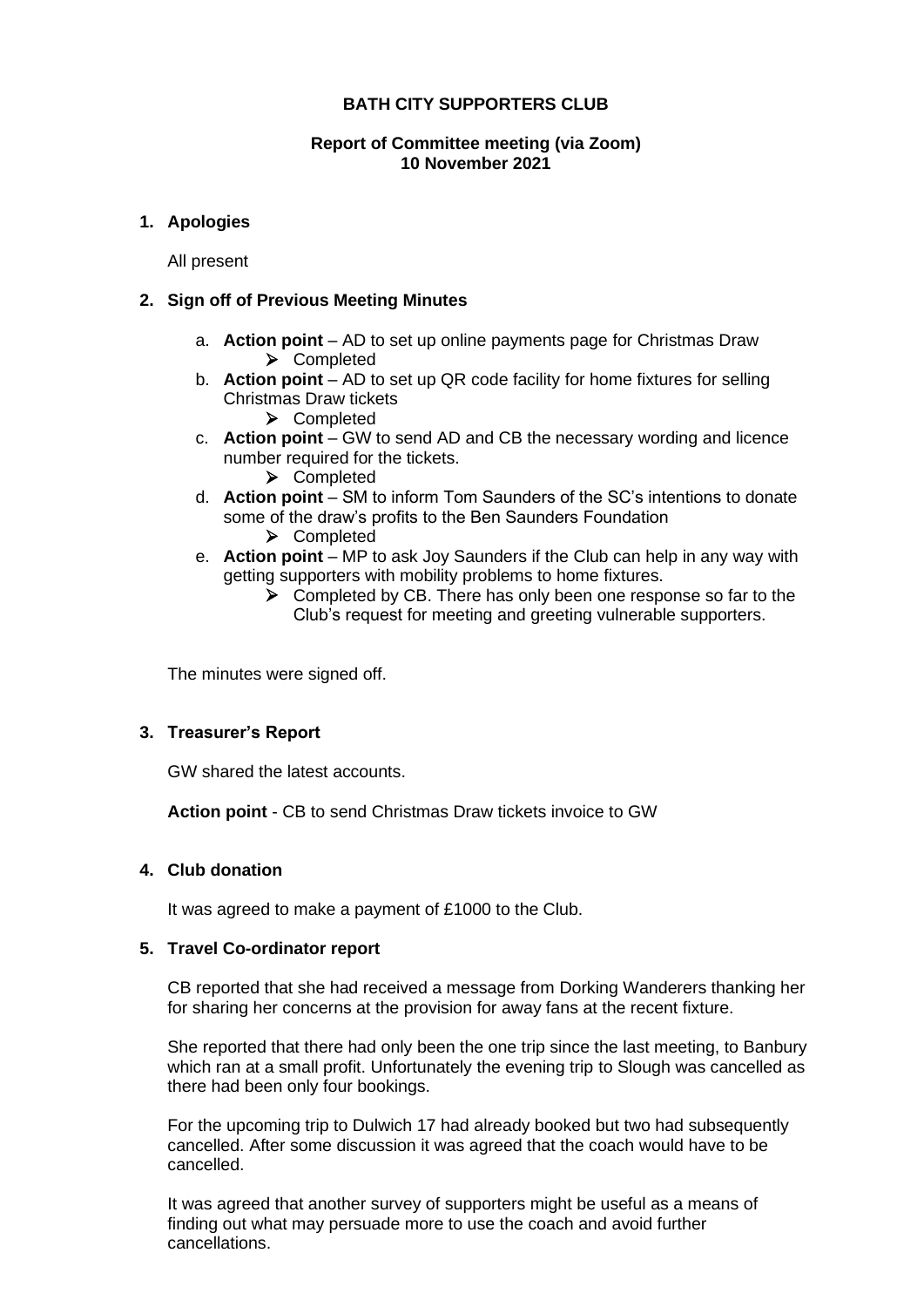**BATH CITY SUPPORTERS CLUB**

**Report of Committee meeting (via Zoom)**
**10 November 2021**

## 1. Apologies

All present

## 2. Sign off of Previous Meeting Minutes

a. **Action point** – AD to set up online payments page for Christmas Draw
   - Completed

b. **Action point** – AD to set up QR code facility for home fixtures for selling Christmas Draw tickets
   - Completed

c. **Action point** – GW to send AD and CB the necessary wording and licence number required for the tickets.
   - Completed

d. **Action point** – SM to inform Tom Saunders of the SC's intentions to donate some of the draw's profits to the Ben Saunders Foundation
   - Completed

e. **Action point** – MP to ask Joy Saunders if the Club can help in any way with getting supporters with mobility problems to home fixtures.
   - Completed by CB. There has only been one response so far to the Club's request for meeting and greeting vulnerable supporters.

The minutes were signed off.

## 3. Treasurer's Report

GW shared the latest accounts.

**Action point** - CB to send Christmas Draw tickets invoice to GW

## 4. Club donation

It was agreed to make a payment of £1000 to the Club.

## 5. Travel Co-ordinator report

CB reported that she had received a message from Dorking Wanderers thanking her for sharing her concerns at the provision for away fans at the recent fixture.

She reported that there had only been the one trip since the last meeting, to Banbury which ran at a small profit. Unfortunately the evening trip to Slough was cancelled as there had been only four bookings.

For the upcoming trip to Dulwich 17 had already booked but two had subsequently cancelled. After some discussion it was agreed that the coach would have to be cancelled.

It was agreed that another survey of supporters might be useful as a means of finding out what may persuade more to use the coach and avoid further cancellations.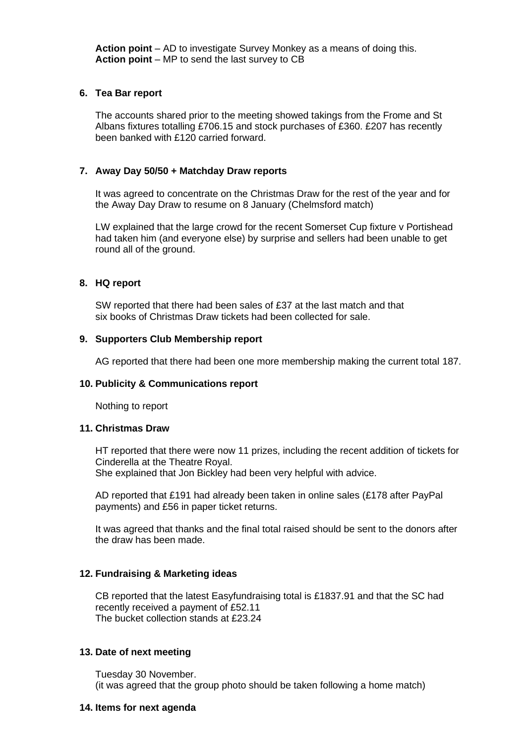**Action point** – AD to investigate Survey Monkey as a means of doing this.
**Action point** – MP to send the last survey to CB

**6. Tea Bar report**

The accounts shared prior to the meeting showed takings from the Frome and St Albans fixtures totalling £706.15 and stock purchases of £360. £207 has recently been banked with £120 carried forward.

**7. Away Day 50/50 + Matchday Draw reports**

It was agreed to concentrate on the Christmas Draw for the rest of the year and for the Away Day Draw to resume on 8 January (Chelmsford match)

LW explained that the large crowd for the recent Somerset Cup fixture v Portishead had taken him (and everyone else) by surprise and sellers had been unable to get round all of the ground.

**8. HQ report**

SW reported that there had been sales of £37 at the last match and that six books of Christmas Draw tickets had been collected for sale.

**9. Supporters Club Membership report**

AG reported that there had been one more membership making the current total 187.

**10. Publicity & Communications report**

Nothing to report

**11. Christmas Draw**

HT reported that there were now 11 prizes, including the recent addition of tickets for Cinderella at the Theatre Royal.
She explained that Jon Bickley had been very helpful with advice.

AD reported that £191 had already been taken in online sales (£178 after PayPal payments) and £56 in paper ticket returns.

It was agreed that thanks and the final total raised should be sent to the donors after the draw has been made.

**12. Fundraising & Marketing ideas**

CB reported that the latest Easyfundraising total is £1837.91 and that the SC had recently received a payment of £52.11
The bucket collection stands at £23.24

**13. Date of next meeting**

Tuesday 30 November.
(it was agreed that the group photo should be taken following a home match)

**14. Items for next agenda**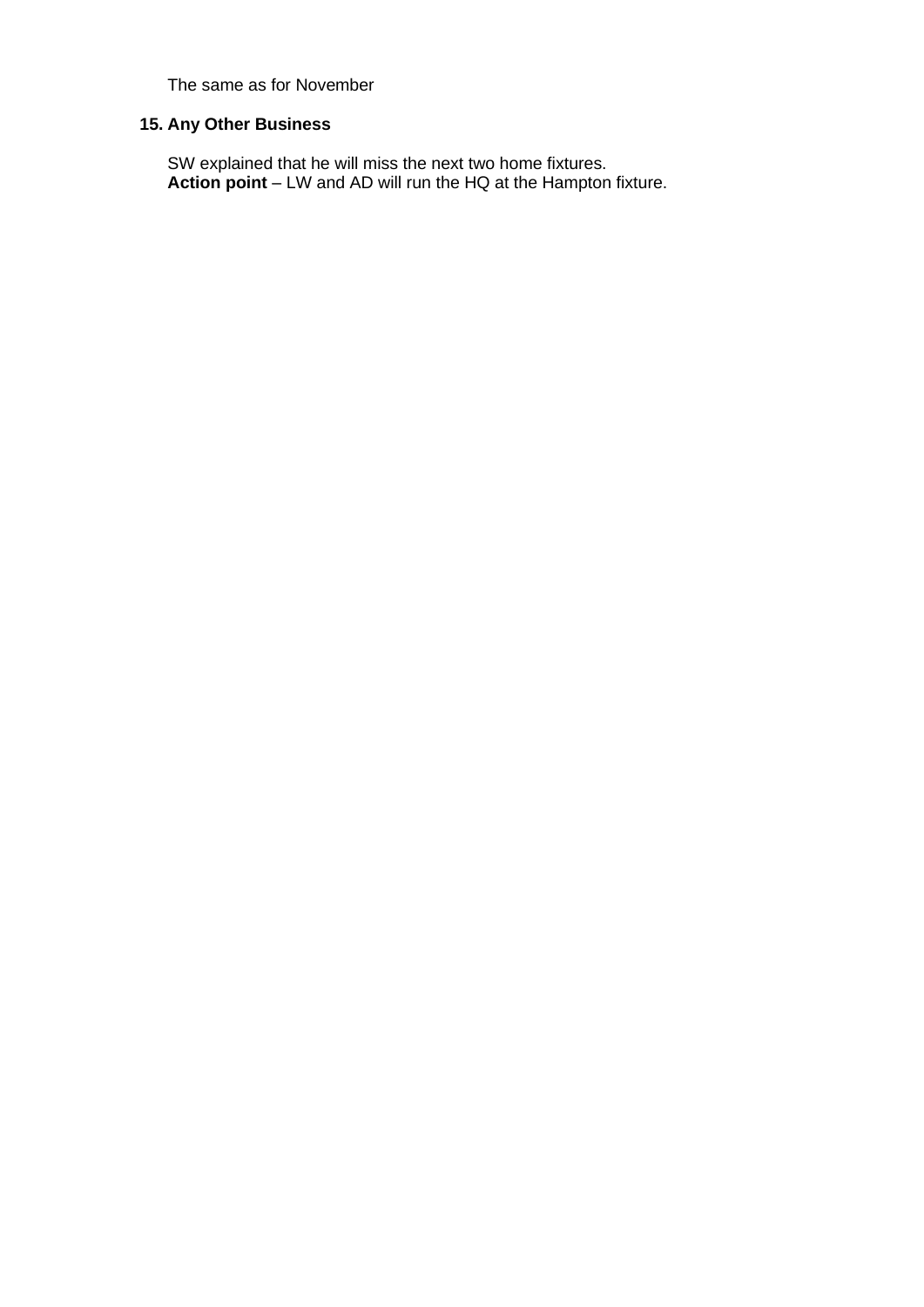The same as for November

## 15. Any Other Business

SW explained that he will miss the next two home fixtures.
**Action point** – LW and AD will run the HQ at the Hampton fixture.